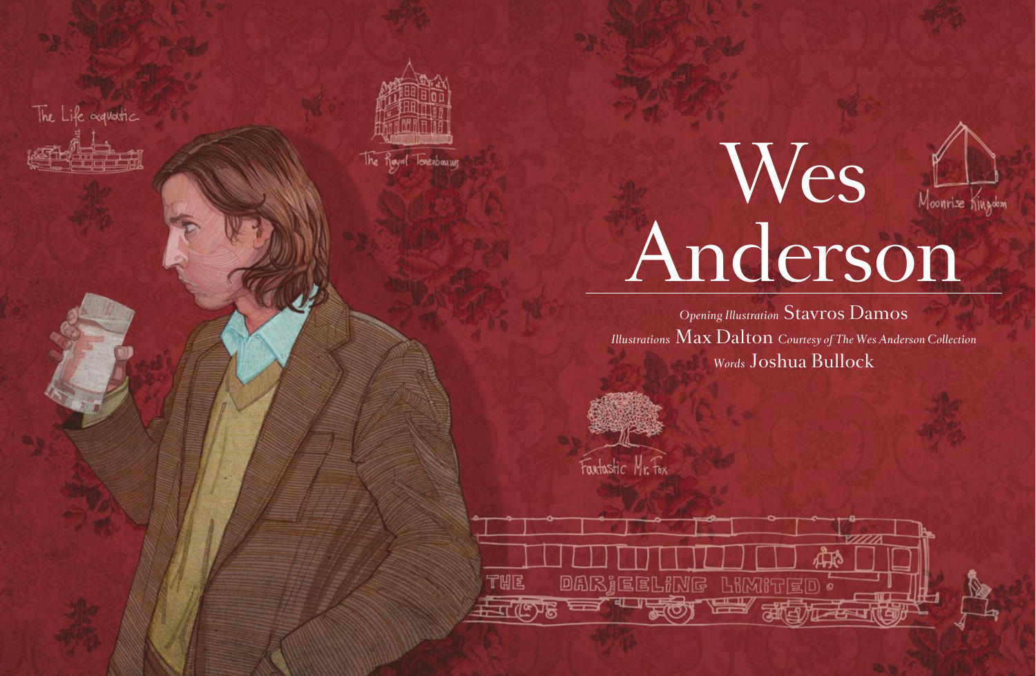# Wes Anderson

*Opening Illustration* Stavros Damos

*Illustrations* Max Dalton *Courtesy of The Wes Anderson Collection*

*Words* Joshua Bullock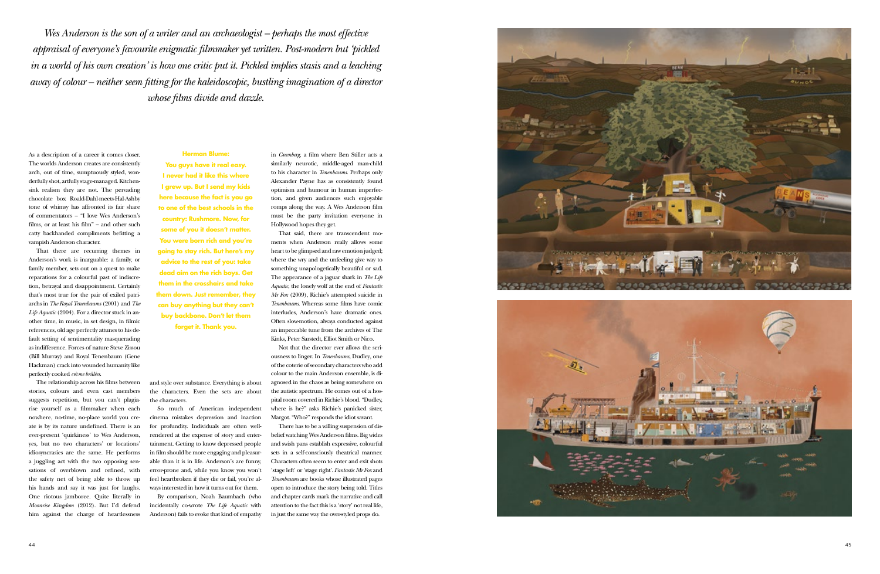*Wes Anderson is the son of a writer and an archaeologist – perhaps the most effective appraisal of everyone's favourite enigmatic filmmaker yet written. Post-modern but 'pickled in a world of his own creation' is how one critic put it. Pickled implies stasis and a leaching away of colour – neither seem fitting for the kaleidoscopic, bustling imagination of a director whose films divide and dazzle.*

As a description of a career it comes closer. The worlds Anderson creates are consistently arch, out of time, sumptuously styled, wonderfully shot, artfully stage-managed. Kitchen-sink realism they are not. The pervading chocolate box Roald-Dahl-meets-Hal-Ashby tone of whimsy has affronted its fair share of commentators – "I love Wes Anderson's films, or at least his film" – and other such catty backhanded compliments befitting a vampish Anderson character.

That there are recurring themes in Anderson's work is inarguable: a family, or family member, sets out on a quest to make reparations for a colourful past of indiscretion, betrayal and disappointment. Certainly that's most true for the pair of exiled patriarchs in *The Royal Tenenbaums* (2001) and *The Life Aquatic* (2004). For a director stuck in another time, in music, in set design, in filmic references, old age perfectly attunes to his default setting of sentimentality masquerading as indifference. Forces of nature Steve Zissou (Bill Murray) and Royal Tenenbaum (Gene Hackman) crack into wounded humanity like perfectly cooked *crème brûlées*.

The relationship across his films between stories, colours and even cast members suggests repetition, but you can't plagiarise yourself as a filmmaker when each nowhere, no-time, no-place world you create is by its nature undefined. There is an ever-present 'quirkiness' to Wes Anderson, yes, but no two characters' or locations' idiosyncrasies are the same. He performs a juggling act with the two opposing sensations of overblown and refined, with the safety net of being able to throw up his hands and say it was just for laughs. One riotous jamboree. Quite literally in *Moonrise Kingdom* (2012). But I'd defend him against the charge of heartlessness and style over substance. Everything is about the characters. Even the sets are about the characters.

**Herman Blume:**
**You guys have it real easy. I never had it like this where I grew up. But I send my kids here because the fact is you go to one of the best schools in the country: Rushmore. Now, for some of you it doesn't matter. You were born rich and you're going to stay rich. But here's my advice to the rest of you: take dead aim on the rich boys. Get them in the crosshairs and take them down. Just remember, they can buy anything but they can't buy backbone. Don't let them forget it. Thank you.**

So much of American independent cinema mistakes depression and inaction for profundity. Individuals are often well-rendered at the expense of story and entertainment. Getting to know depressed people in film should be more engaging and pleasurable than it is in life. Anderson's are funny, error-prone and, while you know you won't feel heartbroken if they die or fail, you're always interested in how it turns out for them.

By comparison, Noah Baumbach (who incidentally co-wrote *The Life Aquatic* with Anderson) fails to evoke that kind of empathy in *Greenberg*, a film where Ben Stiller acts a similarly neurotic, middle-aged man-child to his character in *Tenenbaums*. Perhaps only Alexander Payne has as consistently found optimism and humour in human imperfection, and given audiences such enjoyable romps along the way. A Wes Anderson film must be the party invitation everyone in Hollywood hopes they get.

That said, there are transcendent moments when Anderson really allows some heart to be glimpsed and raw emotion judged; where the wry and the unfeeling give way to something unapologetically beautiful or sad. The appearance of a jaguar shark in *The Life Aquatic*, the lonely wolf at the end of *Fantastic Mr Fox* (2009), Richie's attempted suicide in *Tenenbaums*. Whereas some films have comic interludes, Anderson's have dramatic ones. Often slow-motion, always conducted against an impeccable tune from the archives of The Kinks, Peter Sarstedt, Elliot Smith or Nico.

Not that the director ever allows the seriousness to linger. In *Tenenbaums*, Dudley, one of the coterie of secondary characters who add colour to the main Anderson ensemble, is diagnosed in the chaos as being somewhere on the autistic spectrum. He comes out of a hospital room covered in Richie's blood. "Dudley, where is he?" asks Richie's panicked sister, Margot. "Who?" responds the idiot savant.

There has to be a willing suspension of disbelief watching Wes Anderson films. Big wides and swish pans establish expressive, colourful sets in a self-consciously theatrical manner. Characters often seem to enter and exit shots 'stage left' or 'stage right'. *Fantastic Mr Fox* and *Tenenbaums* are books whose illustrated pages open to introduce the story being told. Titles and chapter cards mark the narrative and call attention to the fact this is a 'story' not real life, in just the same way the over-styled props do.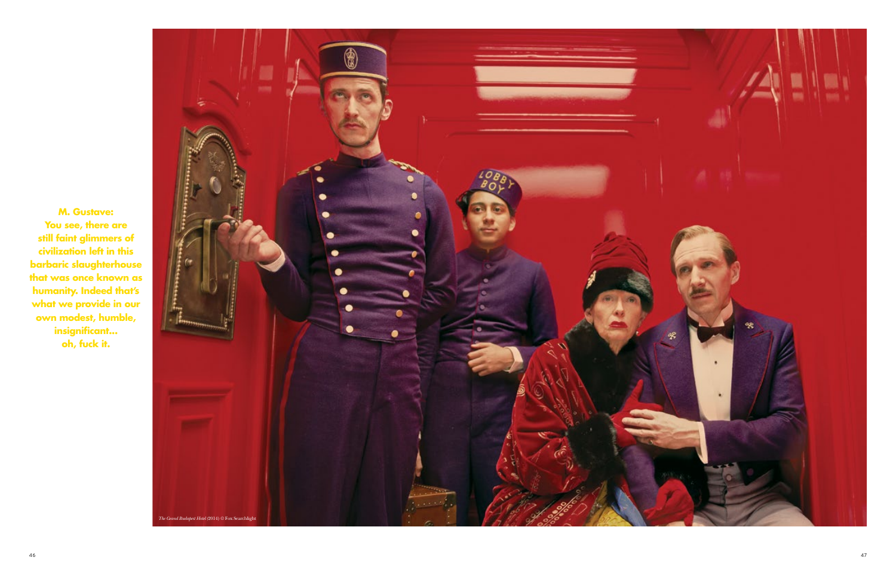**M. Gustave:
You see, there are still faint glimmers of civilization left in this barbaric slaughterhouse that was once known as humanity. Indeed that's what we provide in our own modest, humble, insignificant...
oh, fuck it.**

*The Grand Budapest Hotel* (2014) © Fox Searchlight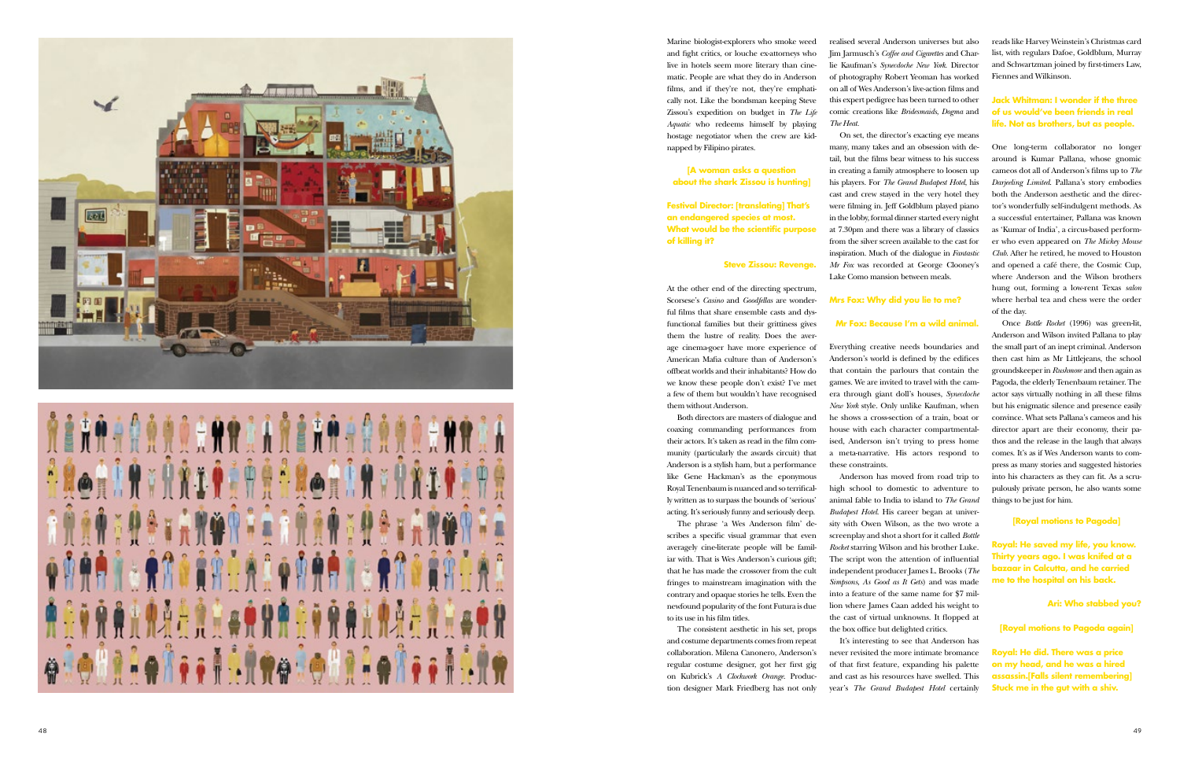Marine biologist-explorers who smoke weed and fight critics, or louche ex-attorneys who live in hotels seem more literary than cinematic. People are what they do in Anderson films, and if they're not, they're emphatically not. Like the bondsman keeping Steve Zissou's expedition on budget in *The Life Aquatic* who redeems himself by playing hostage negotiator when the crew are kidnapped by Filipino pirates.

**[A woman asks a question about the shark Zissou is hunting]**

**Festival Director: [translating] That's an endangered species at most. What would be the scientific purpose of killing it?**

**Steve Zissou: Revenge.**

At the other end of the directing spectrum, Scorsese's *Casino* and *Goodfellas* are wonderful films that share ensemble casts and dysfunctional families but their grittiness gives them the lustre of reality. Does the average cinema-goer have more experience of American Mafia culture than of Anderson's offbeat worlds and their inhabitants? How do we know these people don't exist? I've met a few of them but wouldn't have recognised them without Anderson.

Both directors are masters of dialogue and coaxing commanding performances from their actors. It's taken as read in the film community (particularly the awards circuit) that Anderson is a stylish ham, but a performance like Gene Hackman's as the eponymous Royal Tenenbaum is nuanced and so terrifically written as to surpass the bounds of 'serious' acting. It's seriously funny and seriously deep.

The phrase 'a Wes Anderson film' describes a specific visual grammar that even averagely cine-literate people will be familiar with. That is Wes Anderson's curious gift; that he has made the crossover from the cult fringes to mainstream imagination with the contrary and opaque stories he tells. Even the newfound popularity of the font Futura is due to its use in his film titles.

The consistent aesthetic in his set, props and costume departments comes from repeat collaboration. Milena Canonero, Anderson's regular costume designer, got her first gig on Kubrick's *A Clockwork Orange*. Production designer Mark Friedberg has not only realised several Anderson universes but also Jim Jarmusch's *Coffee and Cigarettes* and Charlie Kaufman's *Synecdoche New York*. Director of photography Robert Yeoman has worked on all of Wes Anderson's live-action films and this expert pedigree has been turned to other comic creations like *Bridesmaids*, *Dogma* and *The Heat*.

On set, the director's exacting eye means many, many takes and an obsession with detail, but the films bear witness to his success in creating a family atmosphere to loosen up his players. For *The Grand Budapest Hotel*, his cast and crew stayed in the very hotel they were filming in. Jeff Goldblum played piano in the lobby, formal dinner started every night at 7.30pm and there was a library of classics from the silver screen available to the cast for inspiration. Much of the dialogue in *Fantastic Mr Fox* was recorded at George Clooney's Lake Como mansion between meals.

**Mrs Fox: Why did you lie to me?**

**Mr Fox: Because I'm a wild animal.**

Everything creative needs boundaries and Anderson's world is defined by the edifices that contain the parlours that contain the games. We are invited to travel with the camera through giant doll's houses, *Synecdoche New York* style. Only unlike Kaufman, when he shows a cross-section of a train, boat or house with each character compartmentalised, Anderson isn't trying to press home a meta-narrative. His actors respond to these constraints.

Anderson has moved from road trip to high school to domestic to adventure to animal fable to India to island to *The Grand Budapest Hotel*. His career began at university with Owen Wilson, as the two wrote a screenplay and shot a short for it called *Bottle Rocket* starring Wilson and his brother Luke. The script won the attention of influential independent producer James L. Brooks (*The Simpsons*, *As Good as It Gets*) and was made into a feature of the same name for $7 million where James Caan added his weight to the cast of virtual unknowns. It flopped at the box office but delighted critics.

It's interesting to see that Anderson has never revisited the more intimate bromance of that first feature, expanding his palette and cast as his resources have swelled. This year's *The Grand Budapest Hotel* certainly reads like Harvey Weinstein's Christmas card list, with regulars Dafoe, Goldblum, Murray and Schwartzman joined by first-timers Law, Fiennes and Wilkinson.

**Jack Whitman: I wonder if the three of us would've been friends in real life. Not as brothers, but as people.**

One long-term collaborator no longer around is Kumar Pallana, whose gnomic cameos dot all of Anderson's films up to *The Darjeeling Limited*. Pallana's story embodies both the Anderson aesthetic and the director's wonderfully self-indulgent methods. As a successful entertainer, Pallana was known as 'Kumar of India', a circus-based performer who even appeared on *The Mickey Mouse Club*. After he retired, he moved to Houston and opened a café there, the Cosmic Cup, where Anderson and the Wilson brothers hung out, forming a low-rent Texas *salon* where herbal tea and chess were the order of the day.

Once *Bottle Rocket* (1996) was green-lit, Anderson and Wilson invited Pallana to play the small part of an inept criminal. Anderson then cast him as Mr Littlejeans, the school groundskeeper in *Rushmore* and then again as Pagoda, the elderly Tenenbaum retainer. The actor says virtually nothing in all these films but his enigmatic silence and presence easily convince. What sets Pallana's cameos and his director apart are their economy, their pathos and the release in the laugh that always comes. It's as if Wes Anderson wants to compress as many stories and suggested histories into his characters as they can fit. As a scrupulously private person, he also wants some things to be just for him.

**[Royal motions to Pagoda]**

**Royal: He saved my life, you know. Thirty years ago. I was knifed at a bazaar in Calcutta, and he carried me to the hospital on his back.**

**Ari: Who stabbed you?**

**[Royal motions to Pagoda again]**

**Royal: He did. There was a price on my head, and he was a hired assassin.[Falls silent remembering] Stuck me in the gut with a shiv.**